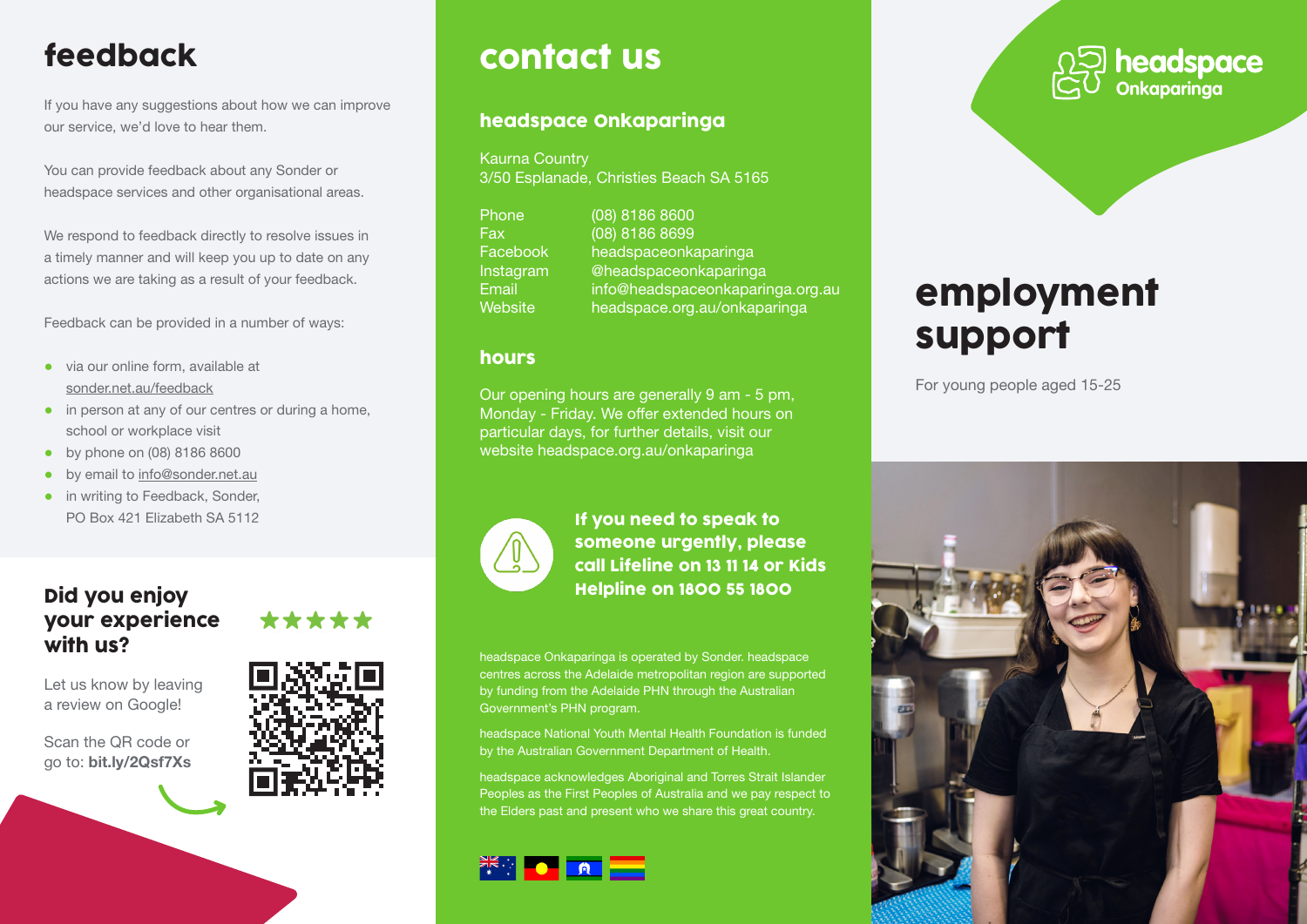# feedback

If you have any suggestions about how we can improve our service, we'd love to hear them.

You can provide feedback about any Sonder or headspace services and other organisational areas.

We respond to feedback directly to resolve issues in a timely manner and will keep you up to date on any actions we are taking as a result of your feedback.

Feedback can be provided in a number of ways:

- via our online form, available at sonder.net.au/feedback
- in person at any of our centres or during a home, school or workplace visit
- by phone on (08) 8186 8600
- by email to info@sonder.net.au
- in writing to Feedback, Sonder, PO Box 421 Elizabeth SA 5112

## Did you enjoy your experience with us?

★★★★★

Let us know by leaving a review on Google!

Scan the QR code or go to: **bit.ly/2Qsf7Xs**

# contact us

## headspace Onkaparinga

Kaurna Country
3/50 Esplanade, Christies Beach SA 5165

| | |
|---|---|
| Phone | (08) 8186 8600 |
| Fax | (08) 8186 8699 |
| Facebook | headspaceonkaparinga |
| Instagram | @headspaceonkaparinga |
| Email | info@headspaceonkaparinga.org.au |
| Website | headspace.org.au/onkaparinga |

## hours

Our opening hours are generally 9 am - 5 pm, Monday - Friday. We offer extended hours on particular days, for further details, visit our website headspace.org.au/onkaparinga

**If you need to speak to someone urgently, please call Lifeline on 13 11 14 or Kids Helpline on 1800 55 1800**

headspace Onkaparinga is operated by Sonder. headspace centres across the Adelaide metropolitan region are supported by funding from the Adelaide PHN through the Australian Government's PHN program.

headspace National Youth Mental Health Foundation is funded by the Australian Government Department of Health.

headspace acknowledges Aboriginal and Torres Strait Islander Peoples as the First Peoples of Australia and we pay respect to the Elders past and present who we share this great country.

headspace Onkaparinga

# employment support

For young people aged 15-25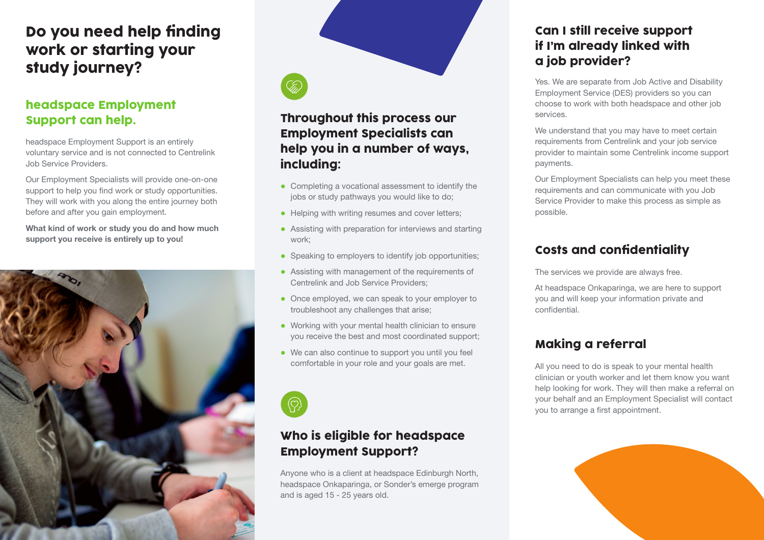# Do you need help finding work or starting your study journey?

## headspace Employment Support can help.

headspace Employment Support is an entirely voluntary service and is not connected to Centrelink Job Service Providers.

Our Employment Specialists will provide one-on-one support to help you find work or study opportunities. They will work with you along the entire journey both before and after you gain employment.

**What kind of work or study you do and how much support you receive is entirely up to you!**

## Throughout this process our Employment Specialists can help you in a number of ways, including:

- Completing a vocational assessment to identify the jobs or study pathways you would like to do;
- Helping with writing resumes and cover letters;
- Assisting with preparation for interviews and starting work;
- Speaking to employers to identify job opportunities;
- Assisting with management of the requirements of Centrelink and Job Service Providers;
- Once employed, we can speak to your employer to troubleshoot any challenges that arise;
- Working with your mental health clinician to ensure you receive the best and most coordinated support;
- We can also continue to support you until you feel comfortable in your role and your goals are met.

## Who is eligible for headspace Employment Support?

Anyone who is a client at headspace Edinburgh North, headspace Onkaparinga, or Sonder's emerge program and is aged 15 - 25 years old.

## Can I still receive support if I'm already linked with a job provider?

Yes. We are separate from Job Active and Disability Employment Service (DES) providers so you can choose to work with both headspace and other job services.

We understand that you may have to meet certain requirements from Centrelink and your job service provider to maintain some Centrelink income support payments.

Our Employment Specialists can help you meet these requirements and can communicate with you Job Service Provider to make this process as simple as possible.

## Costs and confidentiality

The services we provide are always free.

At headspace Onkaparinga, we are here to support you and will keep your information private and confidential.

## Making a referral

All you need to do is speak to your mental health clinician or youth worker and let them know you want help looking for work. They will then make a referral on your behalf and an Employment Specialist will contact you to arrange a first appointment.